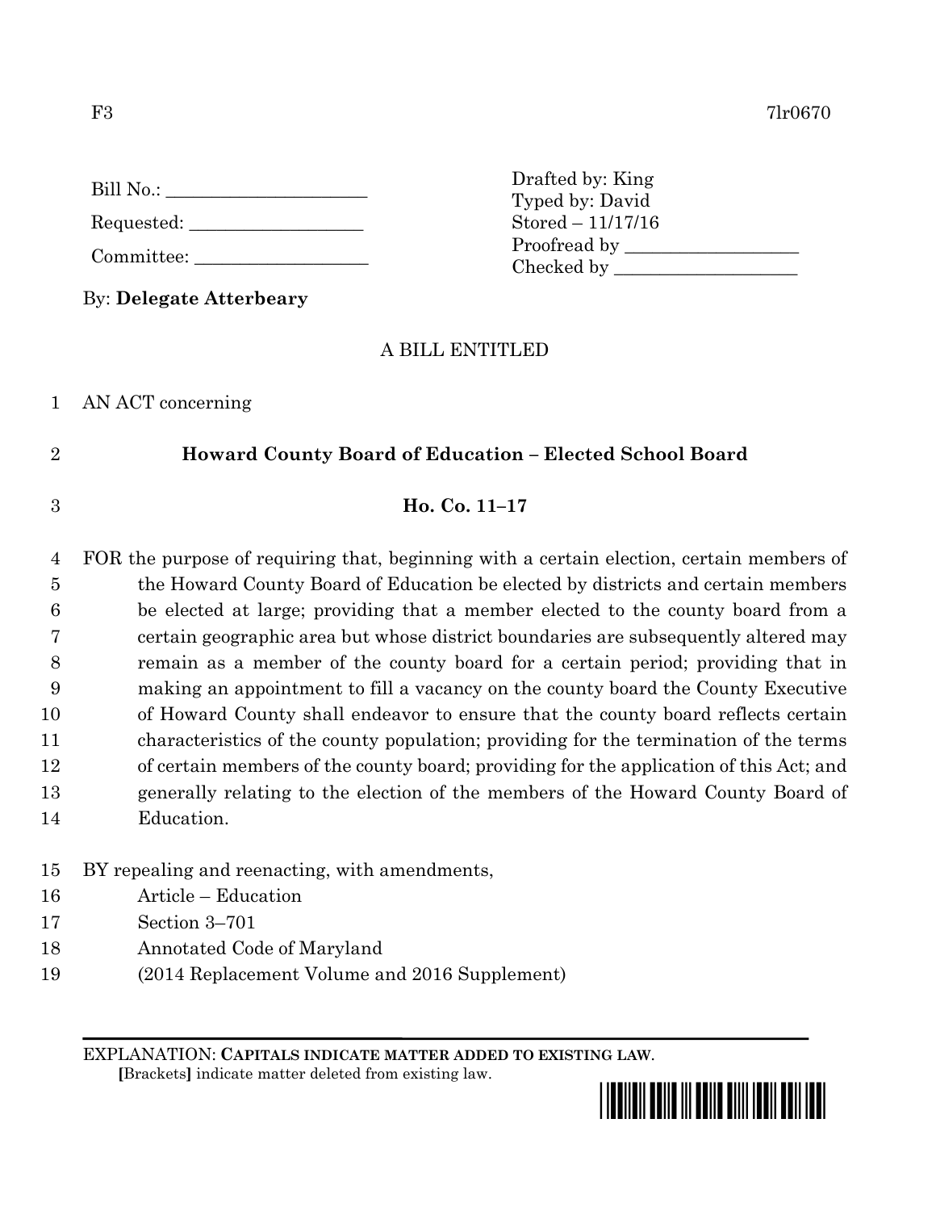F3 7lr0670

Bill No.: ______________________

Requested: ___________________

Committee: ___________________

Drafted by: King
Typed by: David
Stored – 11/17/16
Proofread by ___________________
Checked by ____________________

By: **Delegate Atterbeary**

A BILL ENTITLED

AN ACT concerning

**Howard County Board of Education – Elected School Board**

**Ho. Co. 11–17**

FOR the purpose of requiring that, beginning with a certain election, certain members of the Howard County Board of Education be elected by districts and certain members be elected at large; providing that a member elected to the county board from a certain geographic area but whose district boundaries are subsequently altered may remain as a member of the county board for a certain period; providing that in making an appointment to fill a vacancy on the county board the County Executive of Howard County shall endeavor to ensure that the county board reflects certain characteristics of the county population; providing for the termination of the terms of certain members of the county board; providing for the application of this Act; and generally relating to the election of the members of the Howard County Board of Education.

BY repealing and reenacting, with amendments,
Article – Education
Section 3–701
Annotated Code of Maryland
(2014 Replacement Volume and 2016 Supplement)

EXPLANATION: **CAPITALS INDICATE MATTER ADDED TO EXISTING LAW.**
**[**Brackets**]** indicate matter deleted from existing law.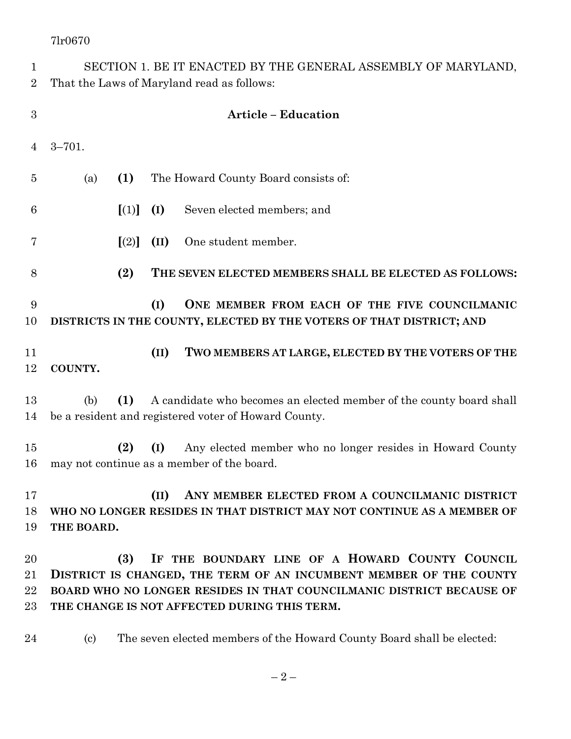SECTION 1. BE IT ENACTED BY THE GENERAL ASSEMBLY OF MARYLAND, That the Laws of Maryland read as follows:

**Article – Education**

3–701.

(a) **(1)** The Howard County Board consists of:

**[**(1)**]** **(I)** Seven elected members; and

**[**(2)**]** **(II)** One student member.

**(2) THE SEVEN ELECTED MEMBERS SHALL BE ELECTED AS FOLLOWS:**

**(I) ONE MEMBER FROM EACH OF THE FIVE COUNCILMANIC DISTRICTS IN THE COUNTY, ELECTED BY THE VOTERS OF THAT DISTRICT; AND**

**(II) TWO MEMBERS AT LARGE, ELECTED BY THE VOTERS OF THE COUNTY.**

(b) **(1)** A candidate who becomes an elected member of the county board shall be a resident and registered voter of Howard County.

**(2)** **(I)** Any elected member who no longer resides in Howard County may not continue as a member of the board.

**(II) ANY MEMBER ELECTED FROM A COUNCILMANIC DISTRICT WHO NO LONGER RESIDES IN THAT DISTRICT MAY NOT CONTINUE AS A MEMBER OF THE BOARD.**

**(3) IF THE BOUNDARY LINE OF A HOWARD COUNTY COUNCIL DISTRICT IS CHANGED, THE TERM OF AN INCUMBENT MEMBER OF THE COUNTY BOARD WHO NO LONGER RESIDES IN THAT COUNCILMANIC DISTRICT BECAUSE OF THE CHANGE IS NOT AFFECTED DURING THIS TERM.**

(c) The seven elected members of the Howard County Board shall be elected: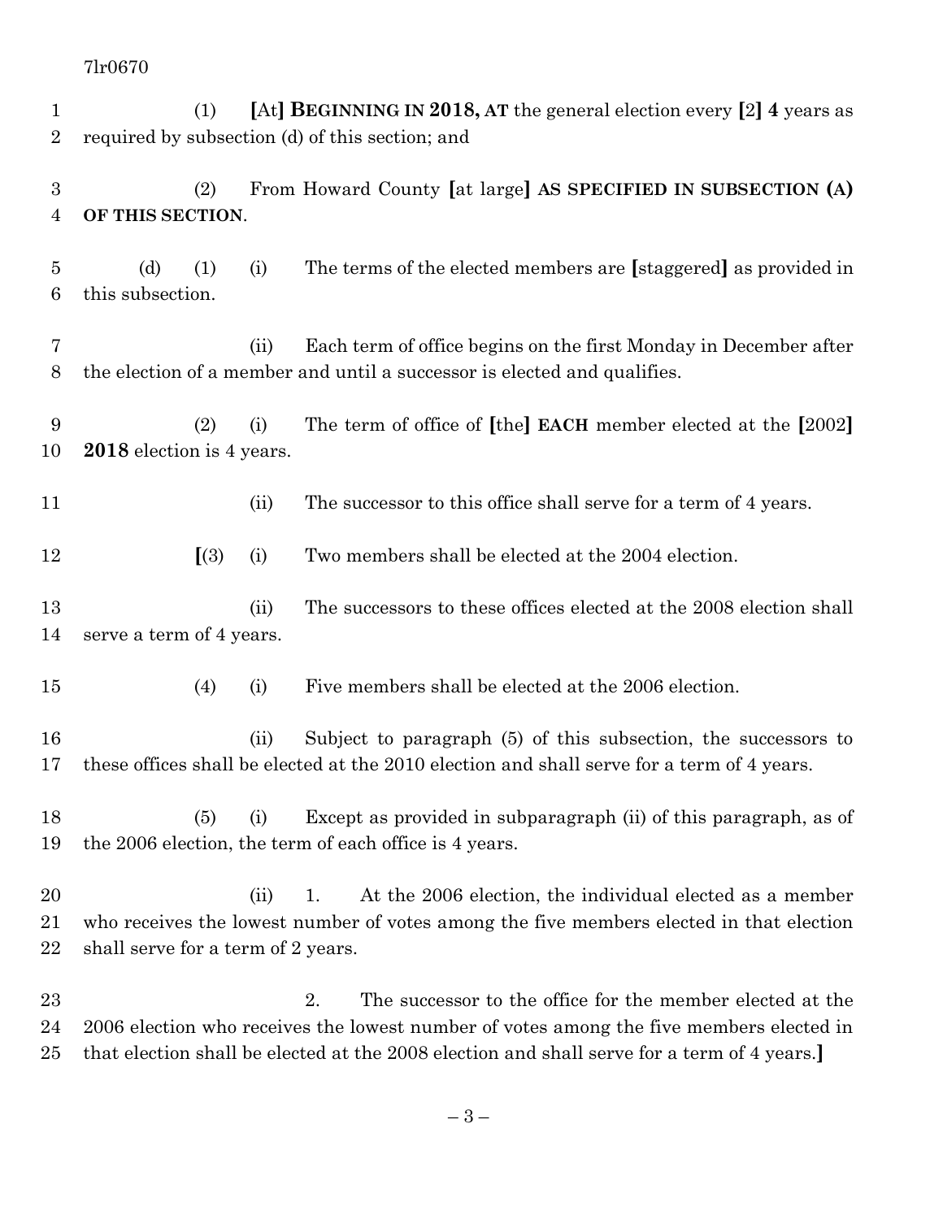(1) [At] **BEGINNING IN 2018, AT** the general election every [2] **4** years as required by subsection (d) of this section; and

(2) From Howard County [at large] **AS SPECIFIED IN SUBSECTION (A) OF THIS SECTION**.

(d) (1) (i) The terms of the elected members are [staggered] as provided in this subsection.

(ii) Each term of office begins on the first Monday in December after the election of a member and until a successor is elected and qualifies.

(2) (i) The term of office of [the] **EACH** member elected at the [2002] **2018** election is 4 years.

(ii) The successor to this office shall serve for a term of 4 years.

[(3) (i) Two members shall be elected at the 2004 election.

(ii) The successors to these offices elected at the 2008 election shall serve a term of 4 years.

(4) (i) Five members shall be elected at the 2006 election.

(ii) Subject to paragraph (5) of this subsection, the successors to these offices shall be elected at the 2010 election and shall serve for a term of 4 years.

(5) (i) Except as provided in subparagraph (ii) of this paragraph, as of the 2006 election, the term of each office is 4 years.

(ii) 1. At the 2006 election, the individual elected as a member who receives the lowest number of votes among the five members elected in that election shall serve for a term of 2 years.

2. The successor to the office for the member elected at the 2006 election who receives the lowest number of votes among the five members elected in that election shall be elected at the 2008 election and shall serve for a term of 4 years.]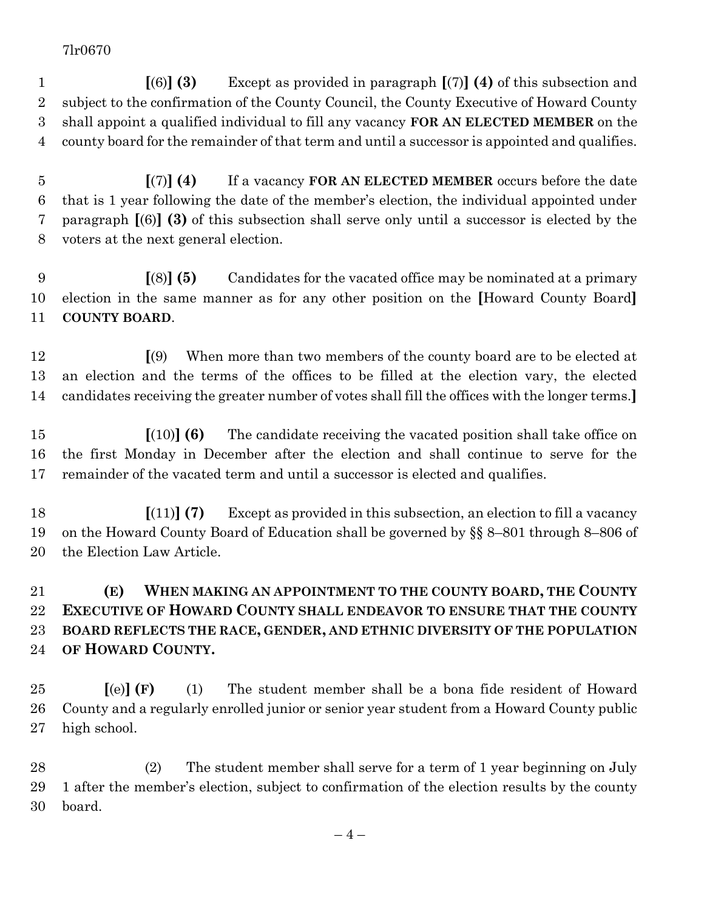[(6)] **(3)** Except as provided in paragraph [(7)] **(4)** of this subsection and subject to the confirmation of the County Council, the County Executive of Howard County shall appoint a qualified individual to fill any vacancy **FOR AN ELECTED MEMBER** on the county board for the remainder of that term and until a successor is appointed and qualifies.

[(7)] **(4)** If a vacancy **FOR AN ELECTED MEMBER** occurs before the date that is 1 year following the date of the member's election, the individual appointed under paragraph [(6)] **(3)** of this subsection shall serve only until a successor is elected by the voters at the next general election.

[(8)] **(5)** Candidates for the vacated office may be nominated at a primary election in the same manner as for any other position on the [Howard County Board] **COUNTY BOARD**.

[(9) When more than two members of the county board are to be elected at an election and the terms of the offices to be filled at the election vary, the elected candidates receiving the greater number of votes shall fill the offices with the longer terms.]

[(10)] **(6)** The candidate receiving the vacated position shall take office on the first Monday in December after the election and shall continue to serve for the remainder of the vacated term and until a successor is elected and qualifies.

[(11)] **(7)** Except as provided in this subsection, an election to fill a vacancy on the Howard County Board of Education shall be governed by §§ 8–801 through 8–806 of the Election Law Article.

**(E) WHEN MAKING AN APPOINTMENT TO THE COUNTY BOARD, THE COUNTY EXECUTIVE OF HOWARD COUNTY SHALL ENDEAVOR TO ENSURE THAT THE COUNTY BOARD REFLECTS THE RACE, GENDER, AND ETHNIC DIVERSITY OF THE POPULATION OF HOWARD COUNTY.**

[(e)] **(F)** (1) The student member shall be a bona fide resident of Howard County and a regularly enrolled junior or senior year student from a Howard County public high school.

(2) The student member shall serve for a term of 1 year beginning on July 1 after the member's election, subject to confirmation of the election results by the county board.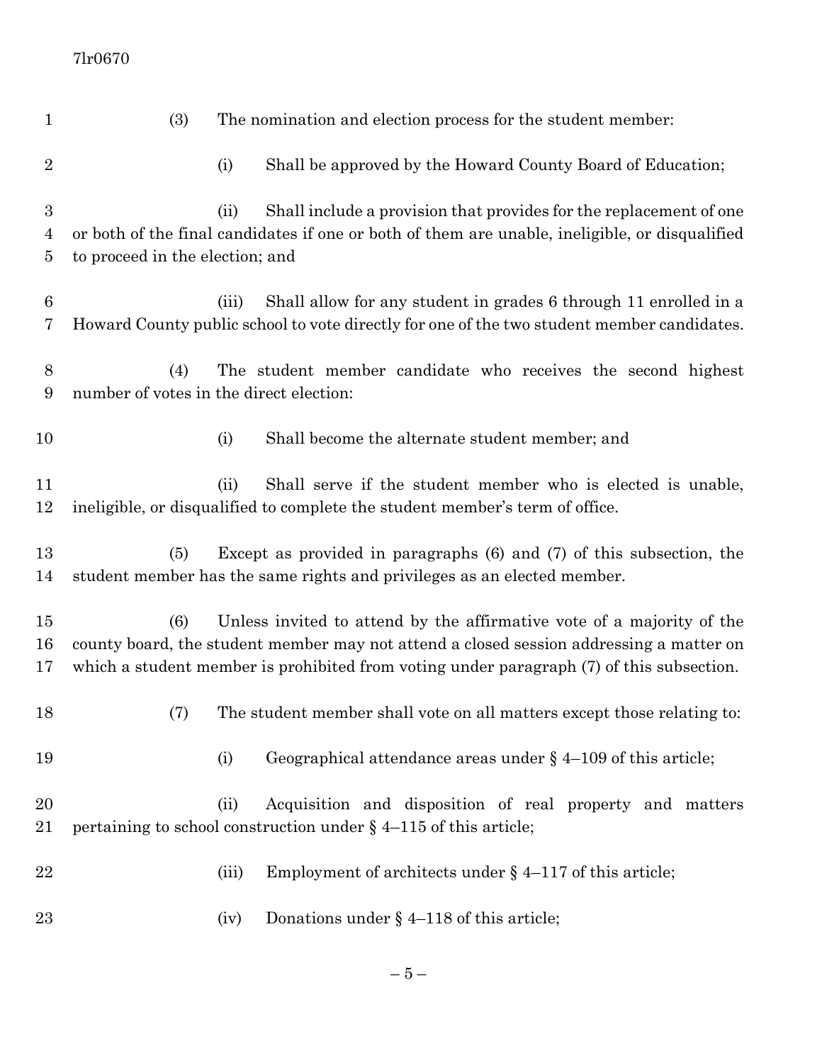(3) The nomination and election process for the student member:

(i) Shall be approved by the Howard County Board of Education;

(ii) Shall include a provision that provides for the replacement of one or both of the final candidates if one or both of them are unable, ineligible, or disqualified to proceed in the election; and

(iii) Shall allow for any student in grades 6 through 11 enrolled in a Howard County public school to vote directly for one of the two student member candidates.

(4) The student member candidate who receives the second highest number of votes in the direct election:

(i) Shall become the alternate student member; and

(ii) Shall serve if the student member who is elected is unable, ineligible, or disqualified to complete the student member's term of office.

(5) Except as provided in paragraphs (6) and (7) of this subsection, the student member has the same rights and privileges as an elected member.

(6) Unless invited to attend by the affirmative vote of a majority of the county board, the student member may not attend a closed session addressing a matter on which a student member is prohibited from voting under paragraph (7) of this subsection.

(7) The student member shall vote on all matters except those relating to:

(i) Geographical attendance areas under § 4–109 of this article;

(ii) Acquisition and disposition of real property and matters pertaining to school construction under § 4–115 of this article;

(iii) Employment of architects under § 4–117 of this article;

(iv) Donations under § 4–118 of this article;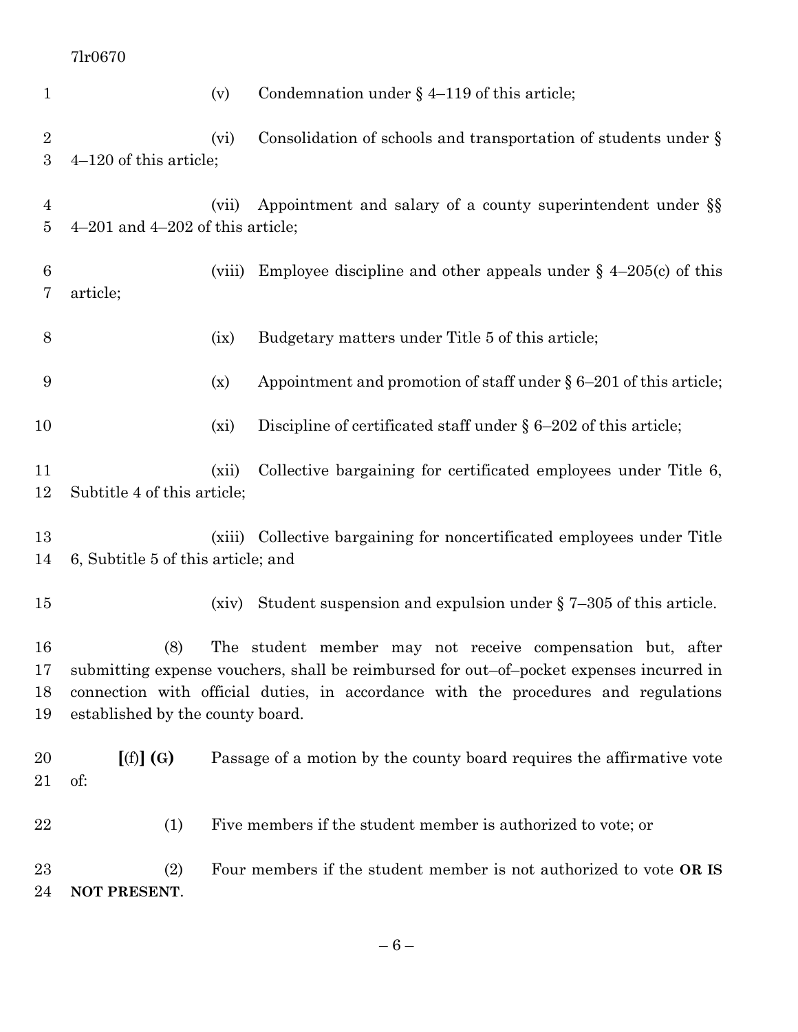(v) Condemnation under § 4–119 of this article;

(vi) Consolidation of schools and transportation of students under § 4–120 of this article;

(vii) Appointment and salary of a county superintendent under §§ 4–201 and 4–202 of this article;

(viii) Employee discipline and other appeals under § 4–205(c) of this article;

(ix) Budgetary matters under Title 5 of this article;

(x) Appointment and promotion of staff under § 6–201 of this article;

(xi) Discipline of certificated staff under § 6–202 of this article;

(xii) Collective bargaining for certificated employees under Title 6, Subtitle 4 of this article;

(xiii) Collective bargaining for noncertificated employees under Title 6, Subtitle 5 of this article; and

(xiv) Student suspension and expulsion under § 7–305 of this article.

(8) The student member may not receive compensation but, after submitting expense vouchers, shall be reimbursed for out–of–pocket expenses incurred in connection with official duties, in accordance with the procedures and regulations established by the county board.

**[**(f)**] (G)** Passage of a motion by the county board requires the affirmative vote of:

(1) Five members if the student member is authorized to vote; or

(2) Four members if the student member is not authorized to vote **OR IS NOT PRESENT**.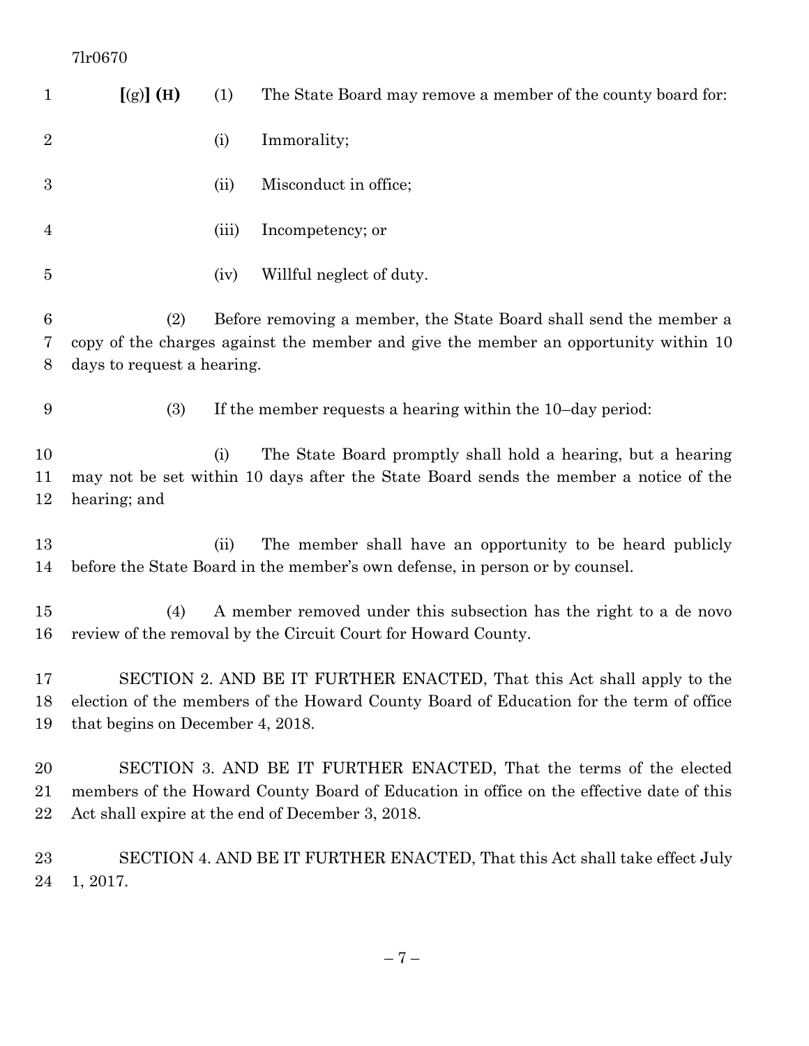**[**(g)**] (H)** (1) The State Board may remove a member of the county board for:

(i) Immorality;

(ii) Misconduct in office;

(iii) Incompetency; or

(iv) Willful neglect of duty.

(2) Before removing a member, the State Board shall send the member a copy of the charges against the member and give the member an opportunity within 10 days to request a hearing.

(3) If the member requests a hearing within the 10–day period:

(i) The State Board promptly shall hold a hearing, but a hearing may not be set within 10 days after the State Board sends the member a notice of the hearing; and

(ii) The member shall have an opportunity to be heard publicly before the State Board in the member's own defense, in person or by counsel.

(4) A member removed under this subsection has the right to a de novo review of the removal by the Circuit Court for Howard County.

SECTION 2. AND BE IT FURTHER ENACTED, That this Act shall apply to the election of the members of the Howard County Board of Education for the term of office that begins on December 4, 2018.

SECTION 3. AND BE IT FURTHER ENACTED, That the terms of the elected members of the Howard County Board of Education in office on the effective date of this Act shall expire at the end of December 3, 2018.

SECTION 4. AND BE IT FURTHER ENACTED, That this Act shall take effect July 1, 2017.